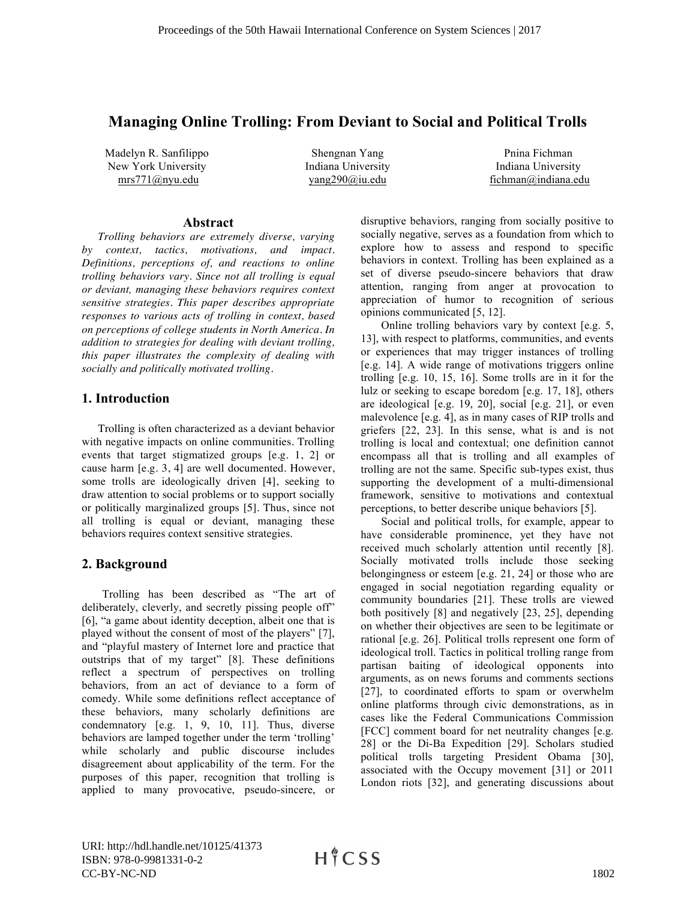# Managing Online Trolling: From Deviant to Social and Political Trolls

Madelyn R. Sanfilippo
New York University
mrs771@nyu.edu

Shengnan Yang
Indiana University
yang290@iu.edu

Pnina Fichman
Indiana University
fichman@indiana.edu

## Abstract

*Trolling behaviors are extremely diverse, varying by context, tactics, motivations, and impact. Definitions, perceptions of, and reactions to online trolling behaviors vary. Since not all trolling is equal or deviant, managing these behaviors requires context sensitive strategies. This paper describes appropriate responses to various acts of trolling in context, based on perceptions of college students in North America. In addition to strategies for dealing with deviant trolling, this paper illustrates the complexity of dealing with socially and politically motivated trolling.*

## 1. Introduction

Trolling is often characterized as a deviant behavior with negative impacts on online communities. Trolling events that target stigmatized groups [e.g. 1, 2] or cause harm [e.g. 3, 4] are well documented. However, some trolls are ideologically driven [4], seeking to draw attention to social problems or to support socially or politically marginalized groups [5]. Thus, since not all trolling is equal or deviant, managing these behaviors requires context sensitive strategies.

## 2. Background

Trolling has been described as "The art of deliberately, cleverly, and secretly pissing people off" [6], "a game about identity deception, albeit one that is played without the consent of most of the players" [7], and "playful mastery of Internet lore and practice that outstrips that of my target" [8]. These definitions reflect a spectrum of perspectives on trolling behaviors, from an act of deviance to a form of comedy. While some definitions reflect acceptance of these behaviors, many scholarly definitions are condemnatory [e.g. 1, 9, 10, 11]. Thus, diverse behaviors are lamped together under the term 'trolling' while scholarly and public discourse includes disagreement about applicability of the term. For the purposes of this paper, recognition that trolling is applied to many provocative, pseudo-sincere, or disruptive behaviors, ranging from socially positive to socially negative, serves as a foundation from which to explore how to assess and respond to specific behaviors in context. Trolling has been explained as a set of diverse pseudo-sincere behaviors that draw attention, ranging from anger at provocation to appreciation of humor to recognition of serious opinions communicated [5, 12].

Online trolling behaviors vary by context [e.g. 5, 13], with respect to platforms, communities, and events or experiences that may trigger instances of trolling [e.g. 14]. A wide range of motivations triggers online trolling [e.g. 10, 15, 16]. Some trolls are in it for the lulz or seeking to escape boredom [e.g. 17, 18], others are ideological [e.g. 19, 20], social [e.g. 21], or even malevolence [e.g. 4], as in many cases of RIP trolls and griefers [22, 23]. In this sense, what is and is not trolling is local and contextual; one definition cannot encompass all that is trolling and all examples of trolling are not the same. Specific sub-types exist, thus supporting the development of a multi-dimensional framework, sensitive to motivations and contextual perceptions, to better describe unique behaviors [5].

Social and political trolls, for example, appear to have considerable prominence, yet they have not received much scholarly attention until recently [8]. Socially motivated trolls include those seeking belongingness or esteem [e.g. 21, 24] or those who are engaged in social negotiation regarding equality or community boundaries [21]. These trolls are viewed both positively [8] and negatively [23, 25], depending on whether their objectives are seen to be legitimate or rational [e.g. 26]. Political trolls represent one form of ideological troll. Tactics in political trolling range from partisan baiting of ideological opponents into arguments, as on news forums and comments sections [27], to coordinated efforts to spam or overwhelm online platforms through civic demonstrations, as in cases like the Federal Communications Commission [FCC] comment board for net neutrality changes [e.g. 28] or the Di-Ba Expedition [29]. Scholars studied political trolls targeting President Obama [30], associated with the Occupy movement [31] or 2011 London riots [32], and generating discussions about

URI: http://hdl.handle.net/10125/41373
ISBN: 978-0-9981331-0-2
CC-BY-NC-ND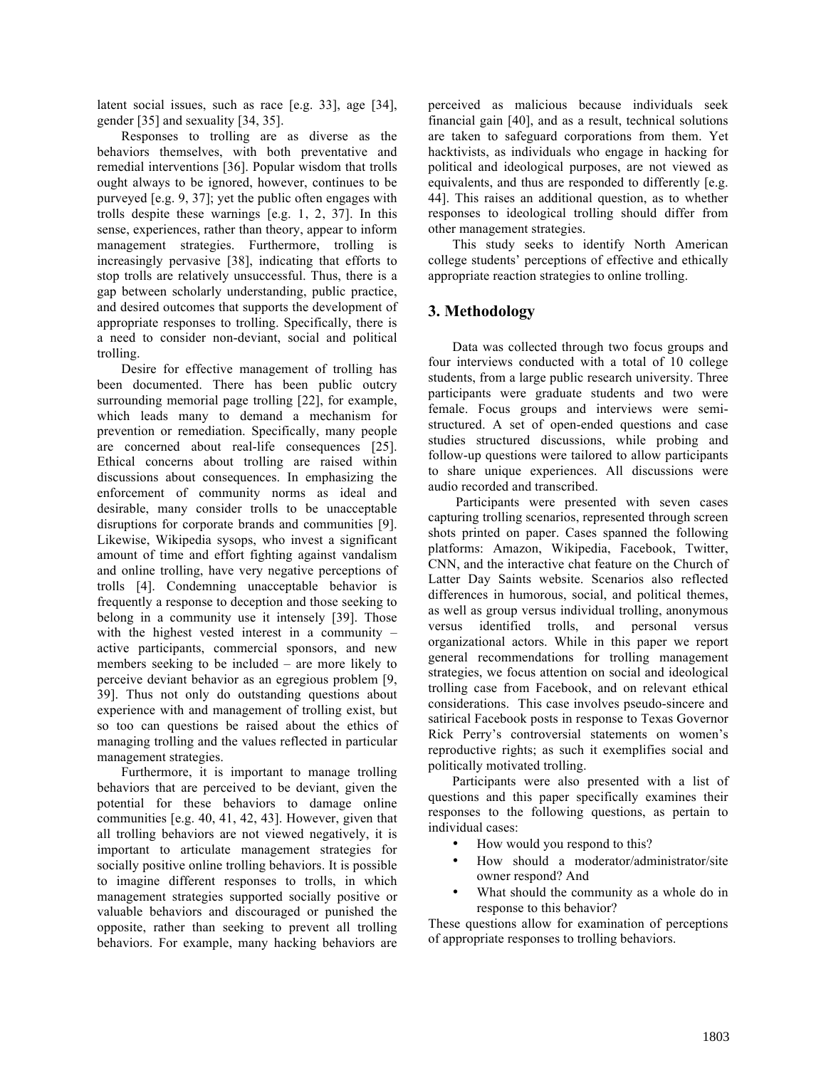latent social issues, such as race [e.g. 33], age [34], gender [35] and sexuality [34, 35].

Responses to trolling are as diverse as the behaviors themselves, with both preventative and remedial interventions [36]. Popular wisdom that trolls ought always to be ignored, however, continues to be purveyed [e.g. 9, 37]; yet the public often engages with trolls despite these warnings [e.g. 1, 2, 37]. In this sense, experiences, rather than theory, appear to inform management strategies. Furthermore, trolling is increasingly pervasive [38], indicating that efforts to stop trolls are relatively unsuccessful. Thus, there is a gap between scholarly understanding, public practice, and desired outcomes that supports the development of appropriate responses to trolling. Specifically, there is a need to consider non-deviant, social and political trolling.

Desire for effective management of trolling has been documented. There has been public outcry surrounding memorial page trolling [22], for example, which leads many to demand a mechanism for prevention or remediation. Specifically, many people are concerned about real-life consequences [25]. Ethical concerns about trolling are raised within discussions about consequences. In emphasizing the enforcement of community norms as ideal and desirable, many consider trolls to be unacceptable disruptions for corporate brands and communities [9]. Likewise, Wikipedia sysops, who invest a significant amount of time and effort fighting against vandalism and online trolling, have very negative perceptions of trolls [4]. Condemning unacceptable behavior is frequently a response to deception and those seeking to belong in a community use it intensely [39]. Those with the highest vested interest in a community – active participants, commercial sponsors, and new members seeking to be included – are more likely to perceive deviant behavior as an egregious problem [9, 39]. Thus not only do outstanding questions about experience with and management of trolling exist, but so too can questions be raised about the ethics of managing trolling and the values reflected in particular management strategies.

Furthermore, it is important to manage trolling behaviors that are perceived to be deviant, given the potential for these behaviors to damage online communities [e.g. 40, 41, 42, 43]. However, given that all trolling behaviors are not viewed negatively, it is important to articulate management strategies for socially positive online trolling behaviors. It is possible to imagine different responses to trolls, in which management strategies supported socially positive or valuable behaviors and discouraged or punished the opposite, rather than seeking to prevent all trolling behaviors. For example, many hacking behaviors are perceived as malicious because individuals seek financial gain [40], and as a result, technical solutions are taken to safeguard corporations from them. Yet hacktivists, as individuals who engage in hacking for political and ideological purposes, are not viewed as equivalents, and thus are responded to differently [e.g. 44]. This raises an additional question, as to whether responses to ideological trolling should differ from other management strategies.

This study seeks to identify North American college students' perceptions of effective and ethically appropriate reaction strategies to online trolling.

## 3. Methodology

Data was collected through two focus groups and four interviews conducted with a total of 10 college students, from a large public research university. Three participants were graduate students and two were female. Focus groups and interviews were semi-structured. A set of open-ended questions and case studies structured discussions, while probing and follow-up questions were tailored to allow participants to share unique experiences. All discussions were audio recorded and transcribed.

Participants were presented with seven cases capturing trolling scenarios, represented through screen shots printed on paper. Cases spanned the following platforms: Amazon, Wikipedia, Facebook, Twitter, CNN, and the interactive chat feature on the Church of Latter Day Saints website. Scenarios also reflected differences in humorous, social, and political themes, as well as group versus individual trolling, anonymous versus identified trolls, and personal versus organizational actors. While in this paper we report general recommendations for trolling management strategies, we focus attention on social and ideological trolling case from Facebook, and on relevant ethical considerations. This case involves pseudo-sincere and satirical Facebook posts in response to Texas Governor Rick Perry's controversial statements on women's reproductive rights; as such it exemplifies social and politically motivated trolling.

Participants were also presented with a list of questions and this paper specifically examines their responses to the following questions, as pertain to individual cases:

- How would you respond to this?
- How should a moderator/administrator/site owner respond? And
- What should the community as a whole do in response to this behavior?

These questions allow for examination of perceptions of appropriate responses to trolling behaviors.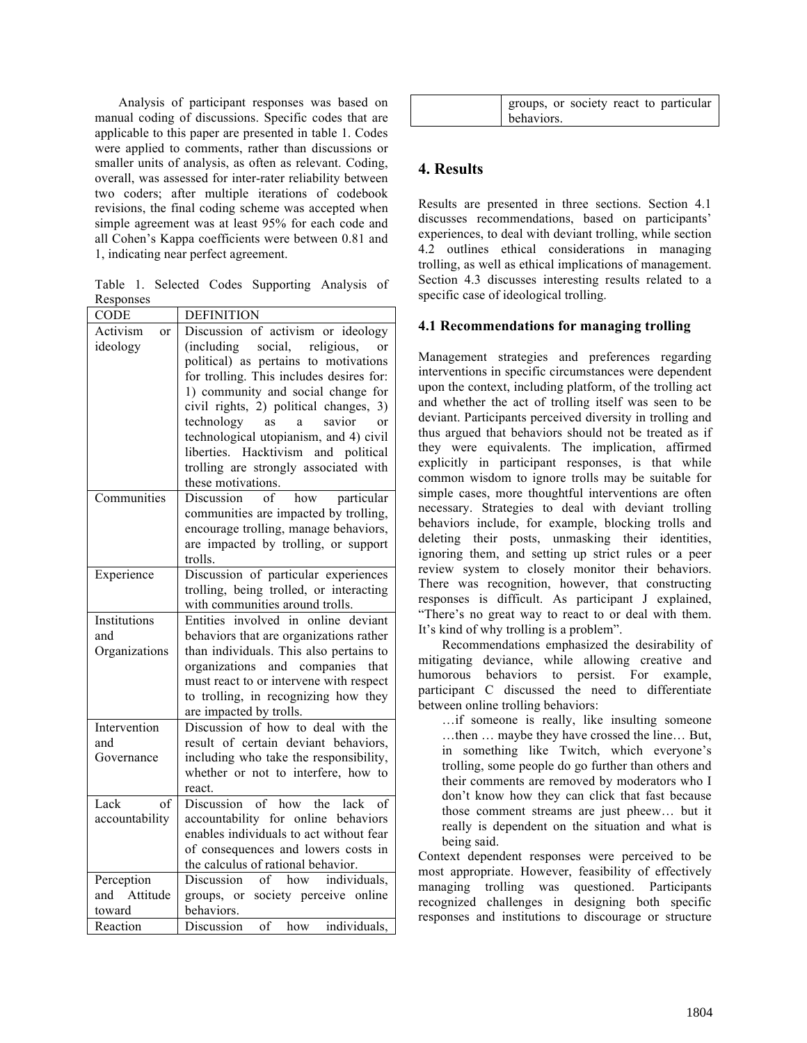Analysis of participant responses was based on manual coding of discussions. Specific codes that are applicable to this paper are presented in table 1. Codes were applied to comments, rather than discussions or smaller units of analysis, as often as relevant. Coding, overall, was assessed for inter-rater reliability between two coders; after multiple iterations of codebook revisions, the final coding scheme was accepted when simple agreement was at least 95% for each code and all Cohen's Kappa coefficients were between 0.81 and 1, indicating near perfect agreement.

Table 1. Selected Codes Supporting Analysis of Responses

| CODE | DEFINITION |
|---|---|
| Activism or ideology | Discussion of activism or ideology (including social, religious, or political) as pertains to motivations for trolling. This includes desires for: 1) community and social change for civil rights, 2) political changes, 3) technology as a savior or technological utopianism, and 4) civil liberties. Hacktivism and political trolling are strongly associated with these motivations. |
| Communities | Discussion of how particular communities are impacted by trolling, encourage trolling, manage behaviors, are impacted by trolling, or support trolls. |
| Experience | Discussion of particular experiences trolling, being trolled, or interacting with communities around trolls. |
| Institutions and Organizations | Entities involved in online deviant behaviors that are organizations rather than individuals. This also pertains to organizations and companies that must react to or intervene with respect to trolling, in recognizing how they are impacted by trolls. |
| Intervention and Governance | Discussion of how to deal with the result of certain deviant behaviors, including who take the responsibility, whether or not to interfere, how to react. |
| Lack of accountability | Discussion of how the lack of accountability for online behaviors enables individuals to act without fear of consequences and lowers costs in the calculus of rational behavior. |
| Perception and Attitude toward | Discussion of how individuals, groups, or society perceive online behaviors. |
| Reaction | Discussion of how individuals, groups, or society react to particular behaviors. |

## 4. Results

Results are presented in three sections. Section 4.1 discusses recommendations, based on participants' experiences, to deal with deviant trolling, while section 4.2 outlines ethical considerations in managing trolling, as well as ethical implications of management. Section 4.3 discusses interesting results related to a specific case of ideological trolling.

### 4.1 Recommendations for managing trolling

Management strategies and preferences regarding interventions in specific circumstances were dependent upon the context, including platform, of the trolling act and whether the act of trolling itself was seen to be deviant. Participants perceived diversity in trolling and thus argued that behaviors should not be treated as if they were equivalents. The implication, affirmed explicitly in participant responses, is that while common wisdom to ignore trolls may be suitable for simple cases, more thoughtful interventions are often necessary. Strategies to deal with deviant trolling behaviors include, for example, blocking trolls and deleting their posts, unmasking their identities, ignoring them, and setting up strict rules or a peer review system to closely monitor their behaviors. There was recognition, however, that constructing responses is difficult. As participant J explained, "There's no great way to react to or deal with them. It's kind of why trolling is a problem".

Recommendations emphasized the desirability of mitigating deviance, while allowing creative and humorous behaviors to persist. For example, participant C discussed the need to differentiate between online trolling behaviors:

> …if someone is really, like insulting someone …then … maybe they have crossed the line… But, in something like Twitch, which everyone's trolling, some people do go further than others and their comments are removed by moderators who I don't know how they can click that fast because those comment streams are just pheew… but it really is dependent on the situation and what is being said.

Context dependent responses were perceived to be most appropriate. However, feasibility of effectively managing trolling was questioned. Participants recognized challenges in designing both specific responses and institutions to discourage or structure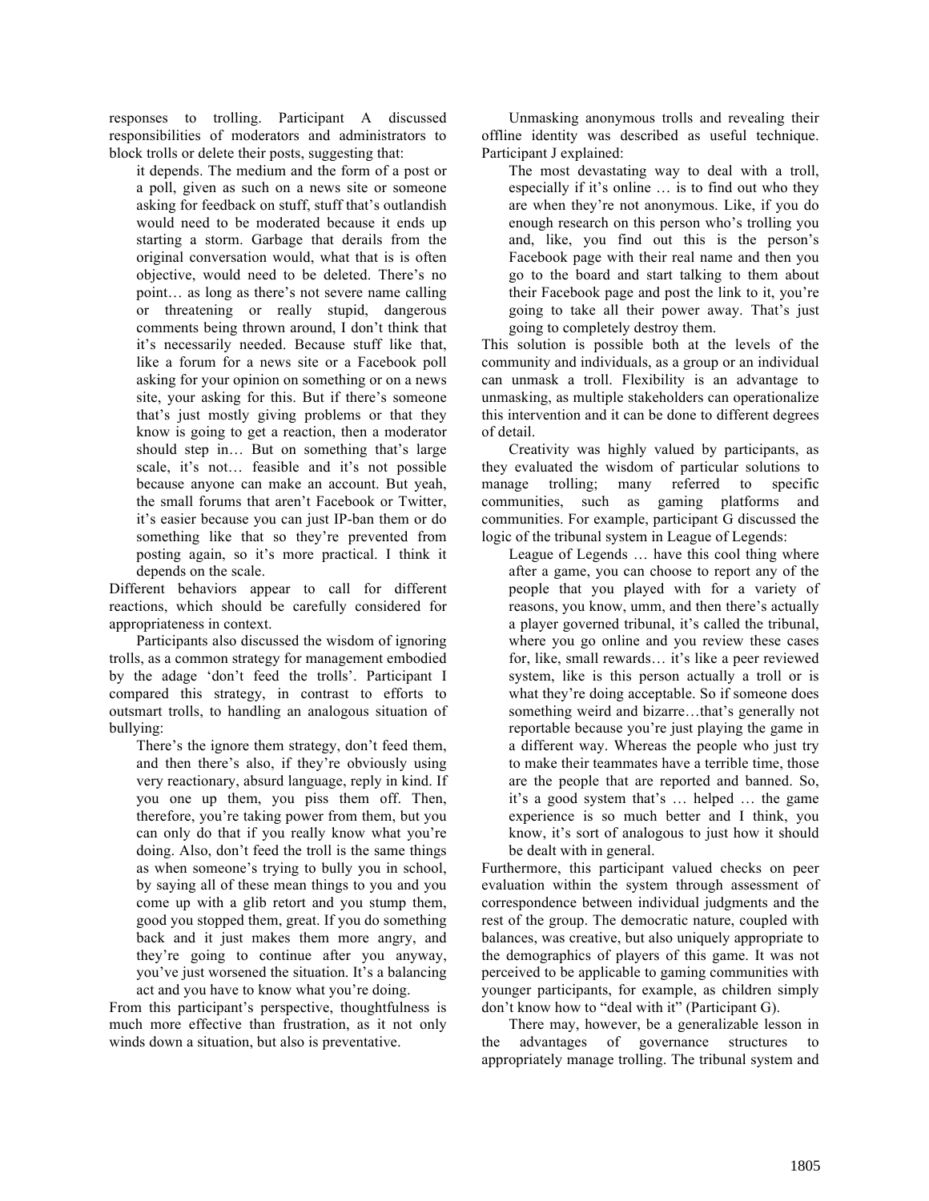responses to trolling. Participant A discussed responsibilities of moderators and administrators to block trolls or delete their posts, suggesting that:

> it depends. The medium and the form of a post or a poll, given as such on a news site or someone asking for feedback on stuff, stuff that's outlandish would need to be moderated because it ends up starting a storm. Garbage that derails from the original conversation would, what that is is often objective, would need to be deleted. There's no point… as long as there's not severe name calling or threatening or really stupid, dangerous comments being thrown around, I don't think that it's necessarily needed. Because stuff like that, like a forum for a news site or a Facebook poll asking for your opinion on something or on a news site, your asking for this. But if there's someone that's just mostly giving problems or that they know is going to get a reaction, then a moderator should step in… But on something that's large scale, it's not… feasible and it's not possible because anyone can make an account. But yeah, the small forums that aren't Facebook or Twitter, it's easier because you can just IP-ban them or do something like that so they're prevented from posting again, so it's more practical. I think it depends on the scale.

Different behaviors appear to call for different reactions, which should be carefully considered for appropriateness in context.

Participants also discussed the wisdom of ignoring trolls, as a common strategy for management embodied by the adage 'don't feed the trolls'. Participant I compared this strategy, in contrast to efforts to outsmart trolls, to handling an analogous situation of bullying:

> There's the ignore them strategy, don't feed them, and then there's also, if they're obviously using very reactionary, absurd language, reply in kind. If you one up them, you piss them off. Then, therefore, you're taking power from them, but you can only do that if you really know what you're doing. Also, don't feed the troll is the same things as when someone's trying to bully you in school, by saying all of these mean things to you and you come up with a glib retort and you stump them, good you stopped them, great. If you do something back and it just makes them more angry, and they're going to continue after you anyway, you've just worsened the situation. It's a balancing act and you have to know what you're doing.

From this participant's perspective, thoughtfulness is much more effective than frustration, as it not only winds down a situation, but also is preventative.

Unmasking anonymous trolls and revealing their offline identity was described as useful technique. Participant J explained:

> The most devastating way to deal with a troll, especially if it's online … is to find out who they are when they're not anonymous. Like, if you do enough research on this person who's trolling you and, like, you find out this is the person's Facebook page with their real name and then you go to the board and start talking to them about their Facebook page and post the link to it, you're going to take all their power away. That's just going to completely destroy them.

This solution is possible both at the levels of the community and individuals, as a group or an individual can unmask a troll. Flexibility is an advantage to unmasking, as multiple stakeholders can operationalize this intervention and it can be done to different degrees of detail.

Creativity was highly valued by participants, as they evaluated the wisdom of particular solutions to manage trolling; many referred to specific communities, such as gaming platforms and communities. For example, participant G discussed the logic of the tribunal system in League of Legends:

> League of Legends … have this cool thing where after a game, you can choose to report any of the people that you played with for a variety of reasons, you know, umm, and then there's actually a player governed tribunal, it's called the tribunal, where you go online and you review these cases for, like, small rewards… it's like a peer reviewed system, like is this person actually a troll or is what they're doing acceptable. So if someone does something weird and bizarre…that's generally not reportable because you're just playing the game in a different way. Whereas the people who just try to make their teammates have a terrible time, those are the people that are reported and banned. So, it's a good system that's … helped … the game experience is so much better and I think, you know, it's sort of analogous to just how it should be dealt with in general.

Furthermore, this participant valued checks on peer evaluation within the system through assessment of correspondence between individual judgments and the rest of the group. The democratic nature, coupled with balances, was creative, but also uniquely appropriate to the demographics of players of this game. It was not perceived to be applicable to gaming communities with younger participants, for example, as children simply don't know how to "deal with it" (Participant G).

There may, however, be a generalizable lesson in the advantages of governance structures to appropriately manage trolling. The tribunal system and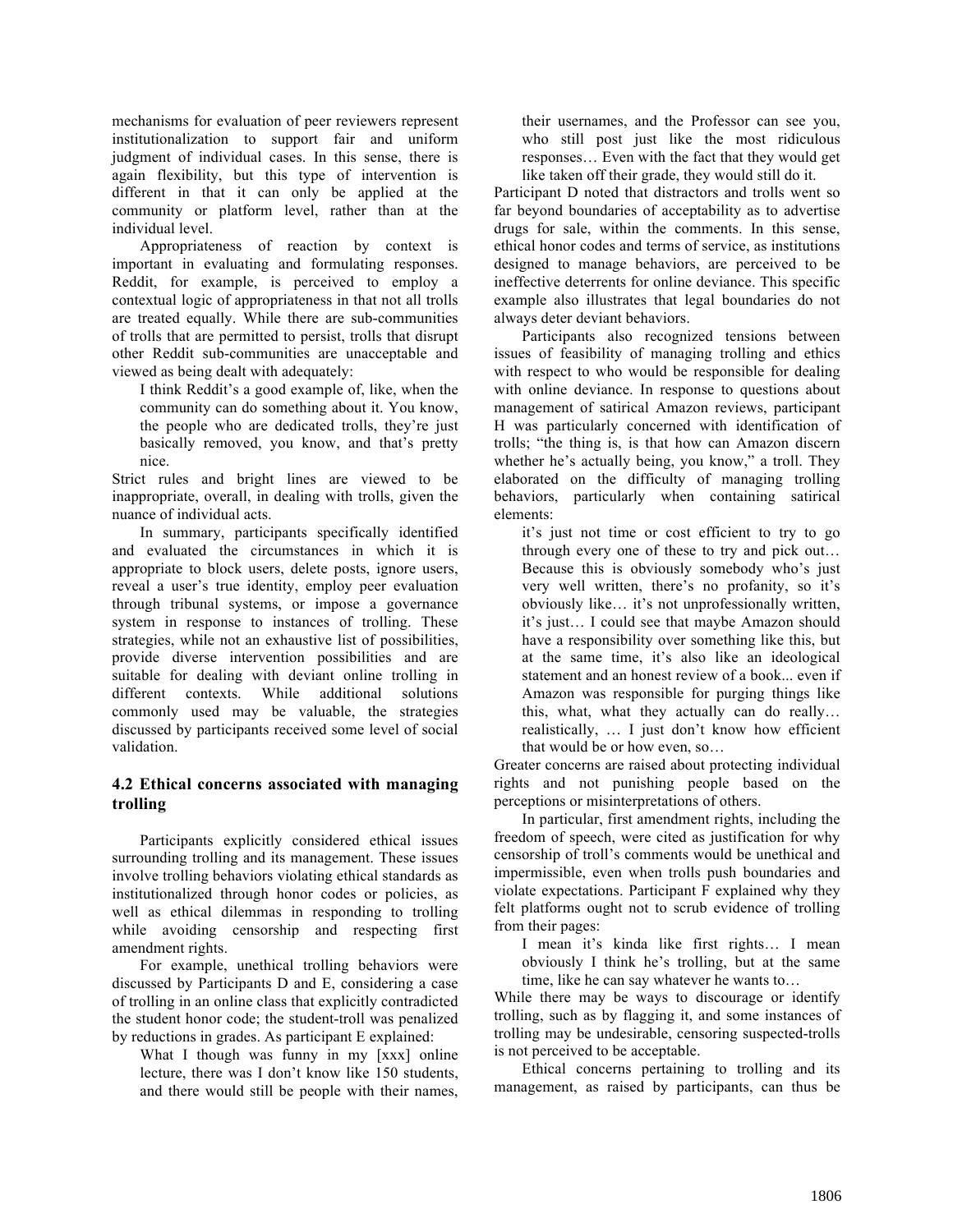mechanisms for evaluation of peer reviewers represent institutionalization to support fair and uniform judgment of individual cases. In this sense, there is again flexibility, but this type of intervention is different in that it can only be applied at the community or platform level, rather than at the individual level.

Appropriateness of reaction by context is important in evaluating and formulating responses. Reddit, for example, is perceived to employ a contextual logic of appropriateness in that not all trolls are treated equally. While there are sub-communities of trolls that are permitted to persist, trolls that disrupt other Reddit sub-communities are unacceptable and viewed as being dealt with adequately:

> I think Reddit's a good example of, like, when the community can do something about it. You know, the people who are dedicated trolls, they're just basically removed, you know, and that's pretty nice.

Strict rules and bright lines are viewed to be inappropriate, overall, in dealing with trolls, given the nuance of individual acts.

In summary, participants specifically identified and evaluated the circumstances in which it is appropriate to block users, delete posts, ignore users, reveal a user's true identity, employ peer evaluation through tribunal systems, or impose a governance system in response to instances of trolling. These strategies, while not an exhaustive list of possibilities, provide diverse intervention possibilities and are suitable for dealing with deviant online trolling in different contexts. While additional solutions commonly used may be valuable, the strategies discussed by participants received some level of social validation.

### 4.2 Ethical concerns associated with managing trolling

Participants explicitly considered ethical issues surrounding trolling and its management. These issues involve trolling behaviors violating ethical standards as institutionalized through honor codes or policies, as well as ethical dilemmas in responding to trolling while avoiding censorship and respecting first amendment rights.

For example, unethical trolling behaviors were discussed by Participants D and E, considering a case of trolling in an online class that explicitly contradicted the student honor code; the student-troll was penalized by reductions in grades. As participant E explained:

> What I though was funny in my [xxx] online lecture, there was I don't know like 150 students, and there would still be people with their names, their usernames, and the Professor can see you, who still post just like the most ridiculous responses… Even with the fact that they would get like taken off their grade, they would still do it.

Participant D noted that distractors and trolls went so far beyond boundaries of acceptability as to advertise drugs for sale, within the comments. In this sense, ethical honor codes and terms of service, as institutions designed to manage behaviors, are perceived to be ineffective deterrents for online deviance. This specific example also illustrates that legal boundaries do not always deter deviant behaviors.

Participants also recognized tensions between issues of feasibility of managing trolling and ethics with respect to who would be responsible for dealing with online deviance. In response to questions about management of satirical Amazon reviews, participant H was particularly concerned with identification of trolls; "the thing is, is that how can Amazon discern whether he's actually being, you know," a troll. They elaborated on the difficulty of managing trolling behaviors, particularly when containing satirical elements:

> it's just not time or cost efficient to try to go through every one of these to try and pick out… Because this is obviously somebody who's just very well written, there's no profanity, so it's obviously like… it's not unprofessionally written, it's just… I could see that maybe Amazon should have a responsibility over something like this, but at the same time, it's also like an ideological statement and an honest review of a book... even if Amazon was responsible for purging things like this, what, what they actually can do really… realistically, … I just don't know how efficient that would be or how even, so…

Greater concerns are raised about protecting individual rights and not punishing people based on the perceptions or misinterpretations of others.

In particular, first amendment rights, including the freedom of speech, were cited as justification for why censorship of troll's comments would be unethical and impermissible, even when trolls push boundaries and violate expectations. Participant F explained why they felt platforms ought not to scrub evidence of trolling from their pages:

> I mean it's kinda like first rights… I mean obviously I think he's trolling, but at the same time, like he can say whatever he wants to…

While there may be ways to discourage or identify trolling, such as by flagging it, and some instances of trolling may be undesirable, censoring suspected-trolls is not perceived to be acceptable.

Ethical concerns pertaining to trolling and its management, as raised by participants, can thus be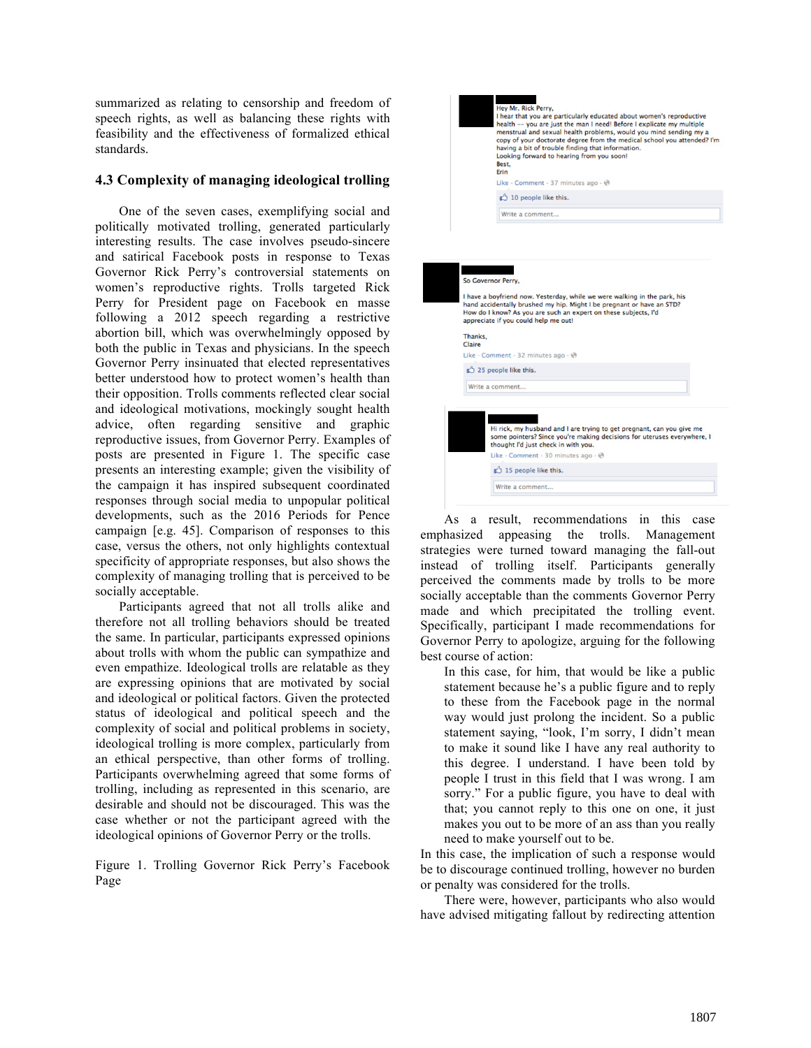summarized as relating to censorship and freedom of speech rights, as well as balancing these rights with feasibility and the effectiveness of formalized ethical standards.

### 4.3 Complexity of managing ideological trolling

One of the seven cases, exemplifying social and politically motivated trolling, generated particularly interesting results. The case involves pseudo-sincere and satirical Facebook posts in response to Texas Governor Rick Perry's controversial statements on women's reproductive rights. Trolls targeted Rick Perry for President page on Facebook en masse following a 2012 speech regarding a restrictive abortion bill, which was overwhelmingly opposed by both the public in Texas and physicians. In the speech Governor Perry insinuated that elected representatives better understood how to protect women's health than their opposition. Trolls comments reflected clear social and ideological motivations, mockingly sought health advice, often regarding sensitive and graphic reproductive issues, from Governor Perry. Examples of posts are presented in Figure 1. The specific case presents an interesting example; given the visibility of the campaign it has inspired subsequent coordinated responses through social media to unpopular political developments, such as the 2016 Periods for Pence campaign [e.g. 45]. Comparison of responses to this case, versus the others, not only highlights contextual specificity of appropriate responses, but also shows the complexity of managing trolling that is perceived to be socially acceptable.

Participants agreed that not all trolls alike and therefore not all trolling behaviors should be treated the same. In particular, participants expressed opinions about trolls with whom the public can sympathize and even empathize. Ideological trolls are relatable as they are expressing opinions that are motivated by social and ideological or political factors. Given the protected status of ideological and political speech and the complexity of social and political problems in society, ideological trolling is more complex, particularly from an ethical perspective, than other forms of trolling. Participants overwhelming agreed that some forms of trolling, including as represented in this scenario, are desirable and should not be discouraged. This was the case whether or not the participant agreed with the ideological opinions of Governor Perry or the trolls.

Hey Mr. Rick Perry,
I hear that you are particularly educated about women's reproductive health -- you are just the man I need! Before I explicate my multiple menstrual and sexual health problems, would you mind sending my a copy of your doctorate degree from the medical school you attended? I'm having a bit of trouble finding that information.
Looking forward to hearing from you soon!
Best,
Erin
Like · Comment · 37 minutes ago
10 people like this.

So Governor Perry,
I have a boyfriend now. Yesterday, while we were walking in the park, his hand accidentally brushed my hip. Might I be pregnant or have an STD? How do I know? As you are such an expert on these subjects, I'd appreciate if you could help me out!
Thanks,
Claire
Like · Comment · 32 minutes ago
25 people like this.

Hi rick, my husband and I are trying to get pregnant, can you give me some pointers? Since you're making decisions for uteruses everywhere, I thought I'd just check in with you.
Like · Comment · 30 minutes ago
15 people like this.

Figure 1. Trolling Governor Rick Perry's Facebook Page

As a result, recommendations in this case emphasized appeasing the trolls. Management strategies were turned toward managing the fall-out instead of trolling itself. Participants generally perceived the comments made by trolls to be more socially acceptable than the comments Governor Perry made and which precipitated the trolling event. Specifically, participant I made recommendations for Governor Perry to apologize, arguing for the following best course of action:

> In this case, for him, that would be like a public statement because he's a public figure and to reply to these from the Facebook page in the normal way would just prolong the incident. So a public statement saying, "look, I'm sorry, I didn't mean to make it sound like I have any real authority to this degree. I understand. I have been told by people I trust in this field that I was wrong. I am sorry." For a public figure, you have to deal with that; you cannot reply to this one on one, it just makes you out to be more of an ass than you really need to make yourself out to be.

In this case, the implication of such a response would be to discourage continued trolling, however no burden or penalty was considered for the trolls.

There were, however, participants who also would have advised mitigating fallout by redirecting attention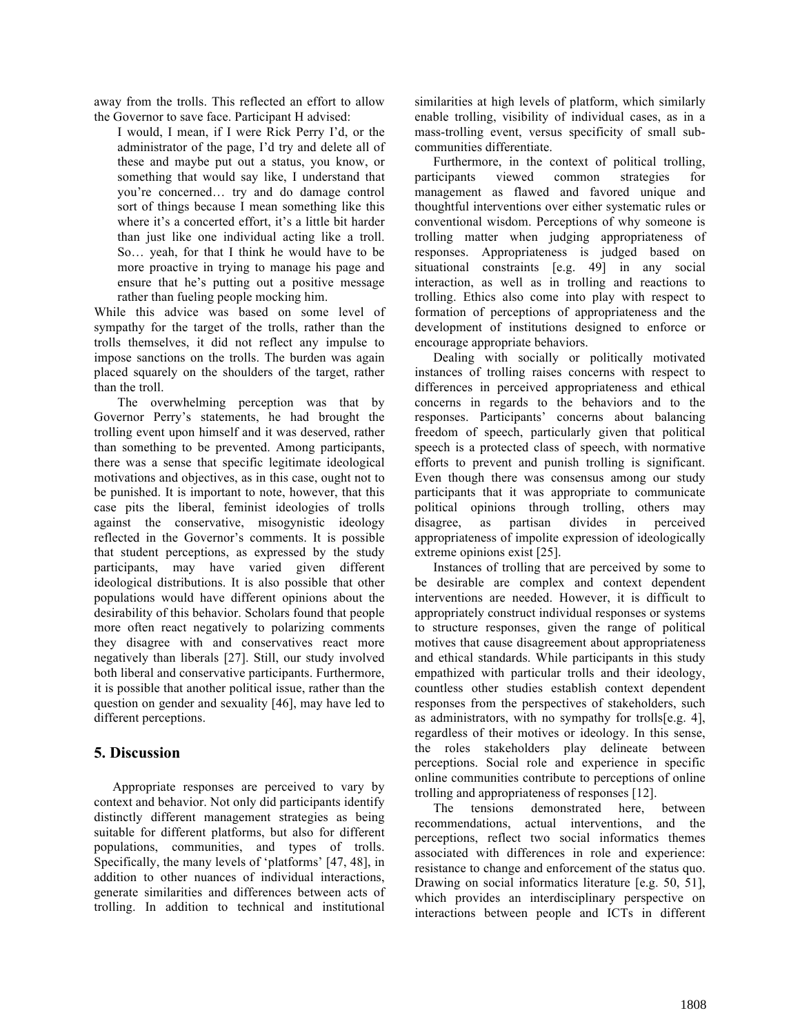away from the trolls. This reflected an effort to allow the Governor to save face. Participant H advised:

> I would, I mean, if I were Rick Perry I'd, or the administrator of the page, I'd try and delete all of these and maybe put out a status, you know, or something that would say like, I understand that you're concerned… try and do damage control sort of things because I mean something like this where it's a concerted effort, it's a little bit harder than just like one individual acting like a troll. So… yeah, for that I think he would have to be more proactive in trying to manage his page and ensure that he's putting out a positive message rather than fueling people mocking him.

While this advice was based on some level of sympathy for the target of the trolls, rather than the trolls themselves, it did not reflect any impulse to impose sanctions on the trolls. The burden was again placed squarely on the shoulders of the target, rather than the troll.

The overwhelming perception was that by Governor Perry's statements, he had brought the trolling event upon himself and it was deserved, rather than something to be prevented. Among participants, there was a sense that specific legitimate ideological motivations and objectives, as in this case, ought not to be punished. It is important to note, however, that this case pits the liberal, feminist ideologies of trolls against the conservative, misogynistic ideology reflected in the Governor's comments. It is possible that student perceptions, as expressed by the study participants, may have varied given different ideological distributions. It is also possible that other populations would have different opinions about the desirability of this behavior. Scholars found that people more often react negatively to polarizing comments they disagree with and conservatives react more negatively than liberals [27]. Still, our study involved both liberal and conservative participants. Furthermore, it is possible that another political issue, rather than the question on gender and sexuality [46], may have led to different perceptions.

## 5. Discussion

Appropriate responses are perceived to vary by context and behavior. Not only did participants identify distinctly different management strategies as being suitable for different platforms, but also for different populations, communities, and types of trolls. Specifically, the many levels of 'platforms' [47, 48], in addition to other nuances of individual interactions, generate similarities and differences between acts of trolling. In addition to technical and institutional similarities at high levels of platform, which similarly enable trolling, visibility of individual cases, as in a mass-trolling event, versus specificity of small sub-communities differentiate.

Furthermore, in the context of political trolling, participants viewed common strategies for management as flawed and favored unique and thoughtful interventions over either systematic rules or conventional wisdom. Perceptions of why someone is trolling matter when judging appropriateness of responses. Appropriateness is judged based on situational constraints [e.g. 49] in any social interaction, as well as in trolling and reactions to trolling. Ethics also come into play with respect to formation of perceptions of appropriateness and the development of institutions designed to enforce or encourage appropriate behaviors.

Dealing with socially or politically motivated instances of trolling raises concerns with respect to differences in perceived appropriateness and ethical concerns in regards to the behaviors and to the responses. Participants' concerns about balancing freedom of speech, particularly given that political speech is a protected class of speech, with normative efforts to prevent and punish trolling is significant. Even though there was consensus among our study participants that it was appropriate to communicate political opinions through trolling, others may disagree, as partisan divides in perceived appropriateness of impolite expression of ideologically extreme opinions exist [25].

Instances of trolling that are perceived by some to be desirable are complex and context dependent interventions are needed. However, it is difficult to appropriately construct individual responses or systems to structure responses, given the range of political motives that cause disagreement about appropriateness and ethical standards. While participants in this study empathized with particular trolls and their ideology, countless other studies establish context dependent responses from the perspectives of stakeholders, such as administrators, with no sympathy for trolls[e.g. 4], regardless of their motives or ideology. In this sense, the roles stakeholders play delineate between perceptions. Social role and experience in specific online communities contribute to perceptions of online trolling and appropriateness of responses [12].

The tensions demonstrated here, between recommendations, actual interventions, and the perceptions, reflect two social informatics themes associated with differences in role and experience: resistance to change and enforcement of the status quo. Drawing on social informatics literature [e.g. 50, 51], which provides an interdisciplinary perspective on interactions between people and ICTs in different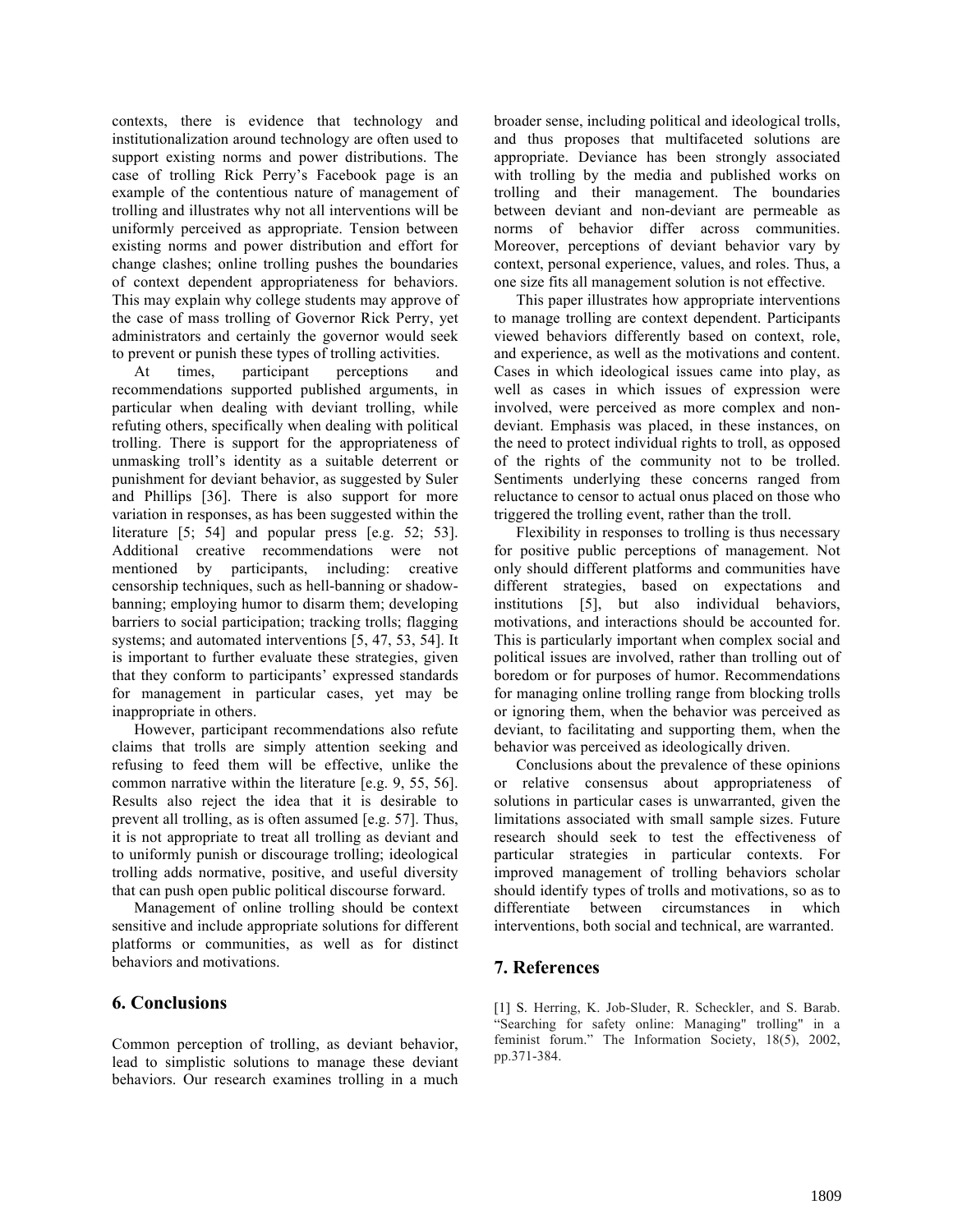contexts, there is evidence that technology and institutionalization around technology are often used to support existing norms and power distributions. The case of trolling Rick Perry's Facebook page is an example of the contentious nature of management of trolling and illustrates why not all interventions will be uniformly perceived as appropriate. Tension between existing norms and power distribution and effort for change clashes; online trolling pushes the boundaries of context dependent appropriateness for behaviors. This may explain why college students may approve of the case of mass trolling of Governor Rick Perry, yet administrators and certainly the governor would seek to prevent or punish these types of trolling activities.

At times, participant perceptions and recommendations supported published arguments, in particular when dealing with deviant trolling, while refuting others, specifically when dealing with political trolling. There is support for the appropriateness of unmasking troll's identity as a suitable deterrent or punishment for deviant behavior, as suggested by Suler and Phillips [36]. There is also support for more variation in responses, as has been suggested within the literature [5; 54] and popular press [e.g. 52; 53]. Additional creative recommendations were not mentioned by participants, including: creative censorship techniques, such as hell-banning or shadow-banning; employing humor to disarm them; developing barriers to social participation; tracking trolls; flagging systems; and automated interventions [5, 47, 53, 54]. It is important to further evaluate these strategies, given that they conform to participants' expressed standards for management in particular cases, yet may be inappropriate in others.

However, participant recommendations also refute claims that trolls are simply attention seeking and refusing to feed them will be effective, unlike the common narrative within the literature [e.g. 9, 55, 56]. Results also reject the idea that it is desirable to prevent all trolling, as is often assumed [e.g. 57]. Thus, it is not appropriate to treat all trolling as deviant and to uniformly punish or discourage trolling; ideological trolling adds normative, positive, and useful diversity that can push open public political discourse forward.

Management of online trolling should be context sensitive and include appropriate solutions for different platforms or communities, as well as for distinct behaviors and motivations.

## 6. Conclusions

Common perception of trolling, as deviant behavior, lead to simplistic solutions to manage these deviant behaviors. Our research examines trolling in a much broader sense, including political and ideological trolls, and thus proposes that multifaceted solutions are appropriate. Deviance has been strongly associated with trolling by the media and published works on trolling and their management. The boundaries between deviant and non-deviant are permeable as norms of behavior differ across communities. Moreover, perceptions of deviant behavior vary by context, personal experience, values, and roles. Thus, a one size fits all management solution is not effective.

This paper illustrates how appropriate interventions to manage trolling are context dependent. Participants viewed behaviors differently based on context, role, and experience, as well as the motivations and content. Cases in which ideological issues came into play, as well as cases in which issues of expression were involved, were perceived as more complex and non-deviant. Emphasis was placed, in these instances, on the need to protect individual rights to troll, as opposed of the rights of the community not to be trolled. Sentiments underlying these concerns ranged from reluctance to censor to actual onus placed on those who triggered the trolling event, rather than the troll.

Flexibility in responses to trolling is thus necessary for positive public perceptions of management. Not only should different platforms and communities have different strategies, based on expectations and institutions [5], but also individual behaviors, motivations, and interactions should be accounted for. This is particularly important when complex social and political issues are involved, rather than trolling out of boredom or for purposes of humor. Recommendations for managing online trolling range from blocking trolls or ignoring them, when the behavior was perceived as deviant, to facilitating and supporting them, when the behavior was perceived as ideologically driven.

Conclusions about the prevalence of these opinions or relative consensus about appropriateness of solutions in particular cases is unwarranted, given the limitations associated with small sample sizes. Future research should seek to test the effectiveness of particular strategies in particular contexts. For improved management of trolling behaviors scholar should identify types of trolls and motivations, so as to differentiate between circumstances in which interventions, both social and technical, are warranted.

## 7. References

[1] S. Herring, K. Job-Sluder, R. Scheckler, and S. Barab. "Searching for safety online: Managing" trolling" in a feminist forum." The Information Society, 18(5), 2002, pp.371-384.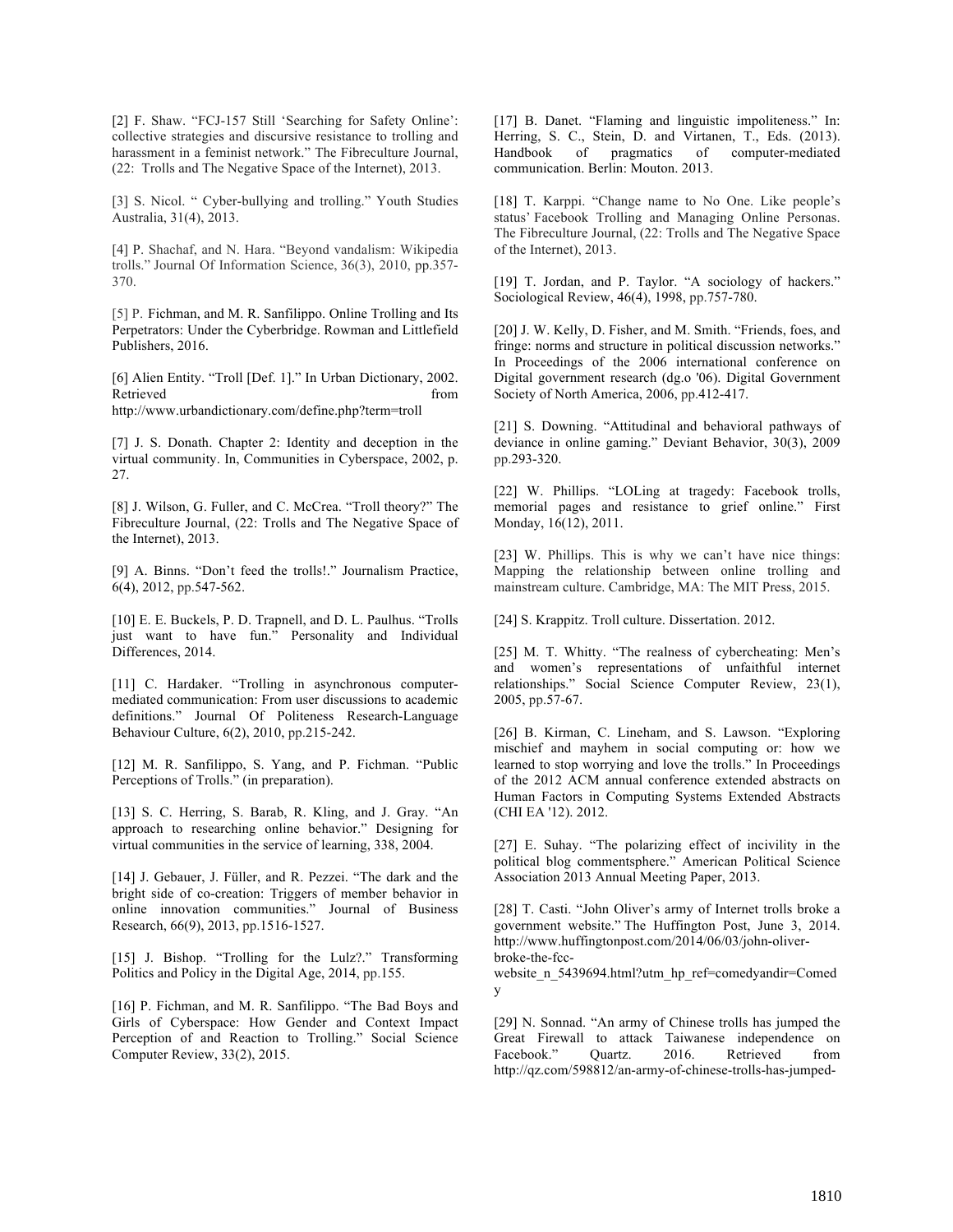[2] F. Shaw. "FCJ-157 Still 'Searching for Safety Online': collective strategies and discursive resistance to trolling and harassment in a feminist network." The Fibreculture Journal, (22: Trolls and The Negative Space of the Internet), 2013.

[3] S. Nicol. " Cyber-bullying and trolling." Youth Studies Australia, 31(4), 2013.

[4] P. Shachaf, and N. Hara. "Beyond vandalism: Wikipedia trolls." Journal Of Information Science, 36(3), 2010, pp.357-370.

[5] P. Fichman, and M. R. Sanfilippo. Online Trolling and Its Perpetrators: Under the Cyberbridge. Rowman and Littlefield Publishers, 2016.

[6] Alien Entity. "Troll [Def. 1]." In Urban Dictionary, 2002. Retrieved from http://www.urbandictionary.com/define.php?term=troll

[7] J. S. Donath. Chapter 2: Identity and deception in the virtual community. In, Communities in Cyberspace, 2002, p. 27.

[8] J. Wilson, G. Fuller, and C. McCrea. "Troll theory?" The Fibreculture Journal, (22: Trolls and The Negative Space of the Internet), 2013.

[9] A. Binns. "Don't feed the trolls!." Journalism Practice, 6(4), 2012, pp.547-562.

[10] E. E. Buckels, P. D. Trapnell, and D. L. Paulhus. "Trolls just want to have fun." Personality and Individual Differences, 2014.

[11] C. Hardaker. "Trolling in asynchronous computer-mediated communication: From user discussions to academic definitions." Journal Of Politeness Research-Language Behaviour Culture, 6(2), 2010, pp.215-242.

[12] M. R. Sanfilippo, S. Yang, and P. Fichman. "Public Perceptions of Trolls." (in preparation).

[13] S. C. Herring, S. Barab, R. Kling, and J. Gray. "An approach to researching online behavior." Designing for virtual communities in the service of learning, 338, 2004.

[14] J. Gebauer, J. Füller, and R. Pezzei. "The dark and the bright side of co-creation: Triggers of member behavior in online innovation communities." Journal of Business Research, 66(9), 2013, pp.1516-1527.

[15] J. Bishop. "Trolling for the Lulz?." Transforming Politics and Policy in the Digital Age, 2014, pp.155.

[16] P. Fichman, and M. R. Sanfilippo. "The Bad Boys and Girls of Cyberspace: How Gender and Context Impact Perception of and Reaction to Trolling." Social Science Computer Review, 33(2), 2015.

[17] B. Danet. "Flaming and linguistic impoliteness." In: Herring, S. C., Stein, D. and Virtanen, T., Eds. (2013). Handbook of pragmatics of computer-mediated communication. Berlin: Mouton. 2013.

[18] T. Karppi. "Change name to No One. Like people's status' Facebook Trolling and Managing Online Personas. The Fibreculture Journal, (22: Trolls and The Negative Space of the Internet), 2013.

[19] T. Jordan, and P. Taylor. "A sociology of hackers." Sociological Review, 46(4), 1998, pp.757-780.

[20] J. W. Kelly, D. Fisher, and M. Smith. "Friends, foes, and fringe: norms and structure in political discussion networks." In Proceedings of the 2006 international conference on Digital government research (dg.o '06). Digital Government Society of North America, 2006, pp.412-417.

[21] S. Downing. "Attitudinal and behavioral pathways of deviance in online gaming." Deviant Behavior, 30(3), 2009 pp.293-320.

[22] W. Phillips. "LOLing at tragedy: Facebook trolls, memorial pages and resistance to grief online." First Monday, 16(12), 2011.

[23] W. Phillips. This is why we can't have nice things: Mapping the relationship between online trolling and mainstream culture. Cambridge, MA: The MIT Press, 2015.

[24] S. Krappitz. Troll culture. Dissertation. 2012.

[25] M. T. Whitty. "The realness of cybercheating: Men's and women's representations of unfaithful internet relationships." Social Science Computer Review, 23(1), 2005, pp.57-67.

[26] B. Kirman, C. Lineham, and S. Lawson. "Exploring mischief and mayhem in social computing or: how we learned to stop worrying and love the trolls." In Proceedings of the 2012 ACM annual conference extended abstracts on Human Factors in Computing Systems Extended Abstracts (CHI EA '12). 2012.

[27] E. Suhay. "The polarizing effect of incivility in the political blog commentsphere." American Political Science Association 2013 Annual Meeting Paper, 2013.

[28] T. Casti. "John Oliver's army of Internet trolls broke a government website." The Huffington Post, June 3, 2014. http://www.huffingtonpost.com/2014/06/03/john-oliver-broke-the-fcc-website_n_5439694.html?utm_hp_ref=comedyandir=Comedy

[29] N. Sonnad. "An army of Chinese trolls has jumped the Great Firewall to attack Taiwanese independence on Facebook." Quartz. 2016. Retrieved from http://qz.com/598812/an-army-of-chinese-trolls-has-jumped-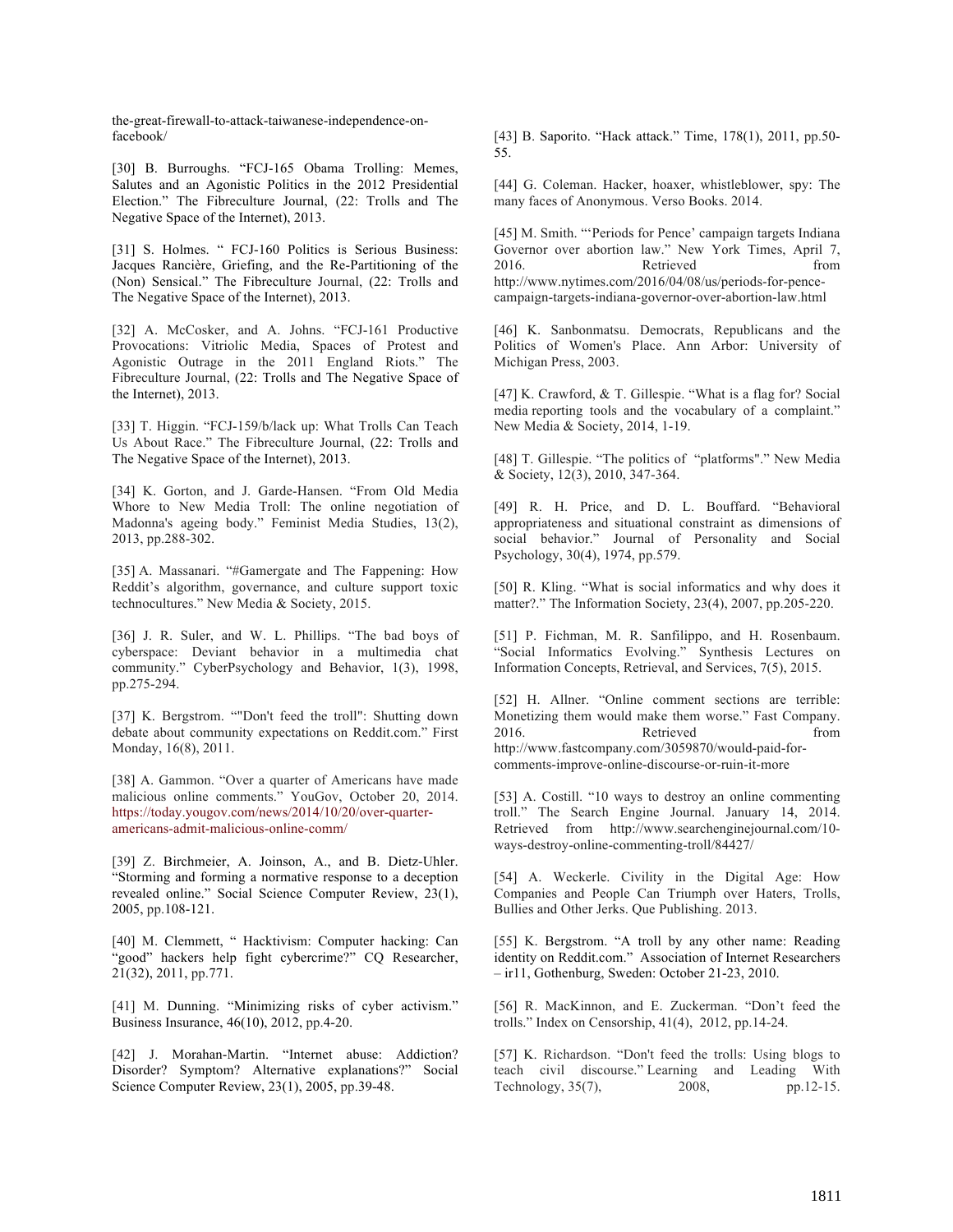the-great-firewall-to-attack-taiwanese-independence-on-facebook/

[30] B. Burroughs. "FCJ-165 Obama Trolling: Memes, Salutes and an Agonistic Politics in the 2012 Presidential Election." The Fibreculture Journal, (22: Trolls and The Negative Space of the Internet), 2013.

[31] S. Holmes. " FCJ-160 Politics is Serious Business: Jacques Rancière, Griefing, and the Re-Partitioning of the (Non) Sensical." The Fibreculture Journal, (22: Trolls and The Negative Space of the Internet), 2013.

[32] A. McCosker, and A. Johns. "FCJ-161 Productive Provocations: Vitriolic Media, Spaces of Protest and Agonistic Outrage in the 2011 England Riots." The Fibreculture Journal, (22: Trolls and The Negative Space of the Internet), 2013.

[33] T. Higgin. "FCJ-159/b/lack up: What Trolls Can Teach Us About Race." The Fibreculture Journal, (22: Trolls and The Negative Space of the Internet), 2013.

[34] K. Gorton, and J. Garde-Hansen. "From Old Media Whore to New Media Troll: The online negotiation of Madonna's ageing body." Feminist Media Studies, 13(2), 2013, pp.288-302.

[35] A. Massanari. "#Gamergate and The Fappening: How Reddit's algorithm, governance, and culture support toxic technocultures." New Media & Society, 2015.

[36] J. R. Suler, and W. L. Phillips. "The bad boys of cyberspace: Deviant behavior in a multimedia chat community." CyberPsychology and Behavior, 1(3), 1998, pp.275-294.

[37] K. Bergstrom. ""Don't feed the troll": Shutting down debate about community expectations on Reddit.com." First Monday, 16(8), 2011.

[38] A. Gammon. "Over a quarter of Americans have made malicious online comments." YouGov, October 20, 2014. https://today.yougov.com/news/2014/10/20/over-quarter-americans-admit-malicious-online-comm/

[39] Z. Birchmeier, A. Joinson, A., and B. Dietz-Uhler. "Storming and forming a normative response to a deception revealed online." Social Science Computer Review, 23(1), 2005, pp.108-121.

[40] M. Clemmett, " Hacktivism: Computer hacking: Can "good" hackers help fight cybercrime?" CQ Researcher, 21(32), 2011, pp.771.

[41] M. Dunning. "Minimizing risks of cyber activism." Business Insurance, 46(10), 2012, pp.4-20.

[42] J. Morahan-Martin. "Internet abuse: Addiction? Disorder? Symptom? Alternative explanations?" Social Science Computer Review, 23(1), 2005, pp.39-48.

[43] B. Saporito. "Hack attack." Time, 178(1), 2011, pp.50-55.

[44] G. Coleman. Hacker, hoaxer, whistleblower, spy: The many faces of Anonymous. Verso Books. 2014.

[45] M. Smith. "'Periods for Pence' campaign targets Indiana Governor over abortion law." New York Times, April 7, 2016. Retrieved from http://www.nytimes.com/2016/04/08/us/periods-for-pence-campaign-targets-indiana-governor-over-abortion-law.html

[46] K. Sanbonmatsu. Democrats, Republicans and the Politics of Women's Place. Ann Arbor: University of Michigan Press, 2003.

[47] K. Crawford, & T. Gillespie. "What is a flag for? Social media reporting tools and the vocabulary of a complaint." New Media & Society, 2014, 1-19.

[48] T. Gillespie. "The politics of "platforms"." New Media & Society, 12(3), 2010, 347-364.

[49] R. H. Price, and D. L. Bouffard. "Behavioral appropriateness and situational constraint as dimensions of social behavior." Journal of Personality and Social Psychology, 30(4), 1974, pp.579.

[50] R. Kling. "What is social informatics and why does it matter?." The Information Society, 23(4), 2007, pp.205-220.

[51] P. Fichman, M. R. Sanfilippo, and H. Rosenbaum. "Social Informatics Evolving." Synthesis Lectures on Information Concepts, Retrieval, and Services, 7(5), 2015.

[52] H. Allner. "Online comment sections are terrible: Monetizing them would make them worse." Fast Company. 2016. Retrieved from http://www.fastcompany.com/3059870/would-paid-for-comments-improve-online-discourse-or-ruin-it-more

[53] A. Costill. "10 ways to destroy an online commenting troll." The Search Engine Journal. January 14, 2014. Retrieved from http://www.searchenginejournal.com/10-ways-destroy-online-commenting-troll/84427/

[54] A. Weckerle. Civility in the Digital Age: How Companies and People Can Triumph over Haters, Trolls, Bullies and Other Jerks. Que Publishing. 2013.

[55] K. Bergstrom. "A troll by any other name: Reading identity on Reddit.com." Association of Internet Researchers – ir11, Gothenburg, Sweden: October 21-23, 2010.

[56] R. MacKinnon, and E. Zuckerman. "Don't feed the trolls." Index on Censorship, 41(4), 2012, pp.14-24.

[57] K. Richardson. "Don't feed the trolls: Using blogs to teach civil discourse." Learning and Leading With Technology, 35(7), 2008, pp.12-15.